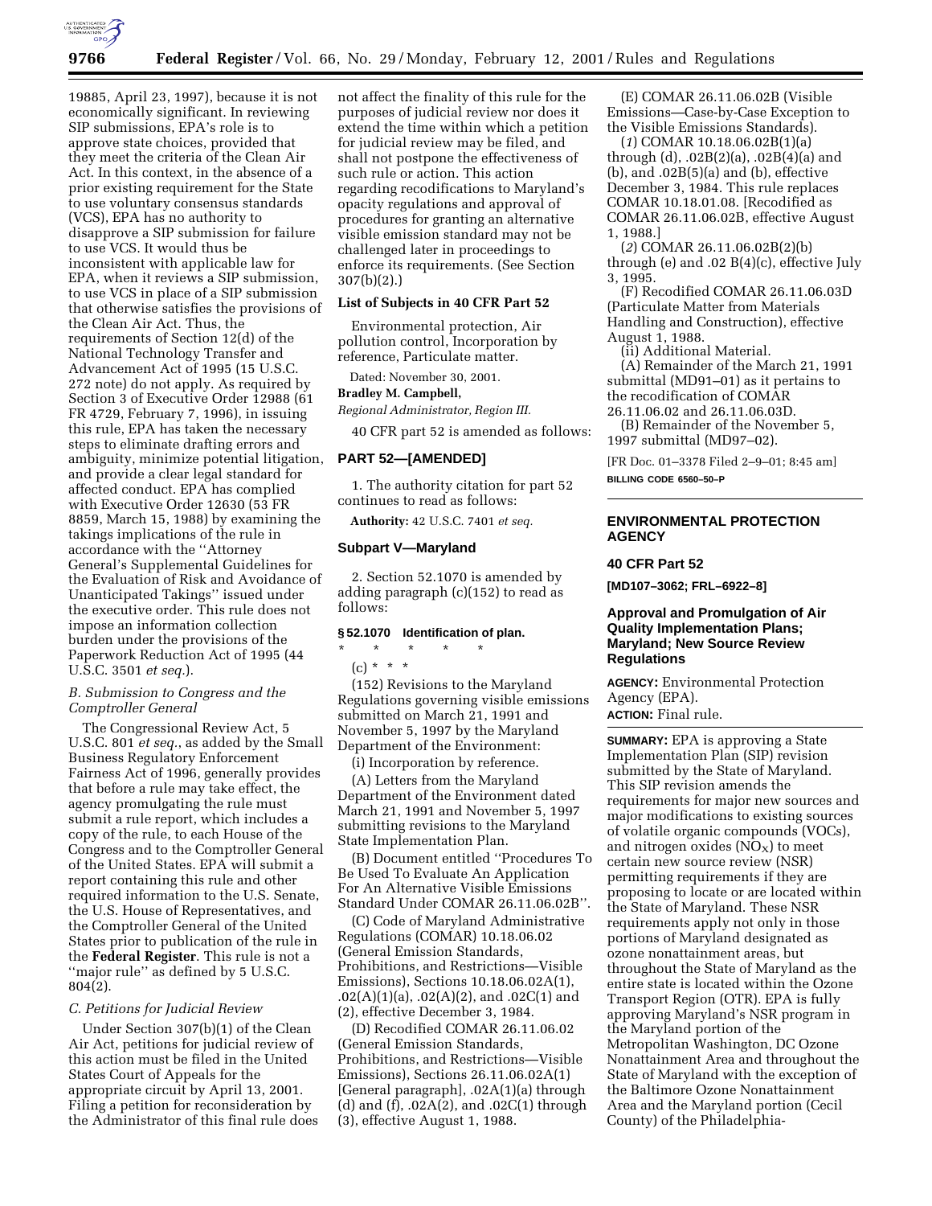19885, April 23, 1997), because it is not economically significant. In reviewing SIP submissions, EPA's role is to approve state choices, provided that they meet the criteria of the Clean Air Act. In this context, in the absence of a prior existing requirement for the State to use voluntary consensus standards (VCS), EPA has no authority to disapprove a SIP submission for failure to use VCS. It would thus be inconsistent with applicable law for EPA, when it reviews a SIP submission, to use VCS in place of a SIP submission that otherwise satisfies the provisions of the Clean Air Act. Thus, the requirements of Section 12(d) of the National Technology Transfer and Advancement Act of 1995 (15 U.S.C. 272 note) do not apply. As required by Section 3 of Executive Order 12988 (61 FR 4729, February 7, 1996), in issuing this rule, EPA has taken the necessary steps to eliminate drafting errors and ambiguity, minimize potential litigation, and provide a clear legal standard for affected conduct. EPA has complied with Executive Order 12630 (53 FR 8859, March 15, 1988) by examining the takings implications of the rule in accordance with the ''Attorney General's Supplemental Guidelines for the Evaluation of Risk and Avoidance of Unanticipated Takings'' issued under the executive order. This rule does not impose an information collection burden under the provisions of the Paperwork Reduction Act of 1995 (44 U.S.C. 3501 *et seq.*).

### *B. Submission to Congress and the Comptroller General*

The Congressional Review Act, 5 U.S.C. 801 *et seq.*, as added by the Small Business Regulatory Enforcement Fairness Act of 1996, generally provides that before a rule may take effect, the agency promulgating the rule must submit a rule report, which includes a copy of the rule, to each House of the Congress and to the Comptroller General of the United States. EPA will submit a report containing this rule and other required information to the U.S. Senate, the U.S. House of Representatives, and the Comptroller General of the United States prior to publication of the rule in the **Federal Register**. This rule is not a ''major rule'' as defined by 5 U.S.C. 804(2).

### *C. Petitions for Judicial Review*

Under Section 307(b)(1) of the Clean Air Act, petitions for judicial review of this action must be filed in the United States Court of Appeals for the appropriate circuit by April 13, 2001. Filing a petition for reconsideration by the Administrator of this final rule does not affect the finality of this rule for the purposes of judicial review nor does it extend the time within which a petition for judicial review may be filed, and shall not postpone the effectiveness of such rule or action. This action regarding recodifications to Maryland's opacity regulations and approval of procedures for granting an alternative visible emission standard may not be challenged later in proceedings to enforce its requirements. (See Section 307(b)(2).)

**List of Subjects in 40 CFR Part 52**

Environmental protection, Air pollution control, Incorporation by reference, Particulate matter.

Dated: November 30, 2001.

**Bradley M. Campbell,**

*Regional Administrator, Region III.*

40 CFR part 52 is amended as follows:

## PART 52—[AMENDED]

1. The authority citation for part 52 continues to read as follows:

**Authority:** 42 U.S.C. 7401 *et seq.*

### Subpart V—Maryland

2. Section 52.1070 is amended by adding paragraph (c)(152) to read as follows:

**§ 52.1070 Identification of plan.**

\* \* \* \* \*

(c) \* \* \*

(152) Revisions to the Maryland Regulations governing visible emissions submitted on March 21, 1991 and November 5, 1997 by the Maryland Department of the Environment:

(i) Incorporation by reference.

(A) Letters from the Maryland Department of the Environment dated March 21, 1991 and November 5, 1997 submitting revisions to the Maryland State Implementation Plan.

(B) Document entitled ''Procedures To Be Used To Evaluate An Application For An Alternative Visible Emissions Standard Under COMAR 26.11.06.02B''.

(C) Code of Maryland Administrative Regulations (COMAR) 10.18.06.02 (General Emission Standards, Prohibitions, and Restrictions—Visible Emissions), Sections 10.18.06.02A(1), .02(A)(1)(a), .02(A)(2), and .02C(1) and (2), effective December 3, 1984.

(D) Recodified COMAR 26.11.06.02 (General Emission Standards, Prohibitions, and Restrictions—Visible Emissions), Sections 26.11.06.02A(1) [General paragraph], .02A(1)(a) through (d) and (f), .02A(2), and .02C(1) through (3), effective August 1, 1988.

(E) COMAR 26.11.06.02B (Visible Emissions—Case-by-Case Exception to the Visible Emissions Standards).

(*1*) COMAR 10.18.06.02B(1)(a) through (d), .02B(2)(a), .02B(4)(a) and (b), and .02B(5)(a) and (b), effective December 3, 1984. This rule replaces COMAR 10.18.01.08. [Recodified as COMAR 26.11.06.02B, effective August 1, 1988.]

(*2*) COMAR 26.11.06.02B(2)(b) through (e) and .02 B(4)(c), effective July 3, 1995.

(F) Recodified COMAR 26.11.06.03D (Particulate Matter from Materials Handling and Construction), effective August 1, 1988.

(ii) Additional Material.

(A) Remainder of the March 21, 1991 submittal (MD91–01) as it pertains to the recodification of COMAR 26.11.06.02 and 26.11.06.03D.

(B) Remainder of the November 5, 1997 submittal (MD97–02).

[FR Doc. 01–3378 Filed 2–9–01; 8:45 am]

**BILLING CODE 6560–50–P**

---

## ENVIRONMENTAL PROTECTION AGENCY

### 40 CFR Part 52

**[MD107–3062; FRL–6922–8]**

### Approval and Promulgation of Air Quality Implementation Plans; Maryland; New Source Review Regulations

**AGENCY:** Environmental Protection Agency (EPA).

**ACTION:** Final rule.

**SUMMARY:** EPA is approving a State Implementation Plan (SIP) revision submitted by the State of Maryland. This SIP revision amends the requirements for major new sources and major modifications to existing sources of volatile organic compounds (VOCs), and nitrogen oxides ($NO_X$) to meet certain new source review (NSR) permitting requirements if they are proposing to locate or are located within the State of Maryland. These NSR requirements apply not only in those portions of Maryland designated as ozone nonattainment areas, but throughout the State of Maryland as the entire state is located within the Ozone Transport Region (OTR). EPA is fully approving Maryland's NSR program in the Maryland portion of the Metropolitan Washington, DC Ozone Nonattainment Area and throughout the State of Maryland with the exception of the Baltimore Ozone Nonattainment Area and the Maryland portion (Cecil County) of the Philadelphia-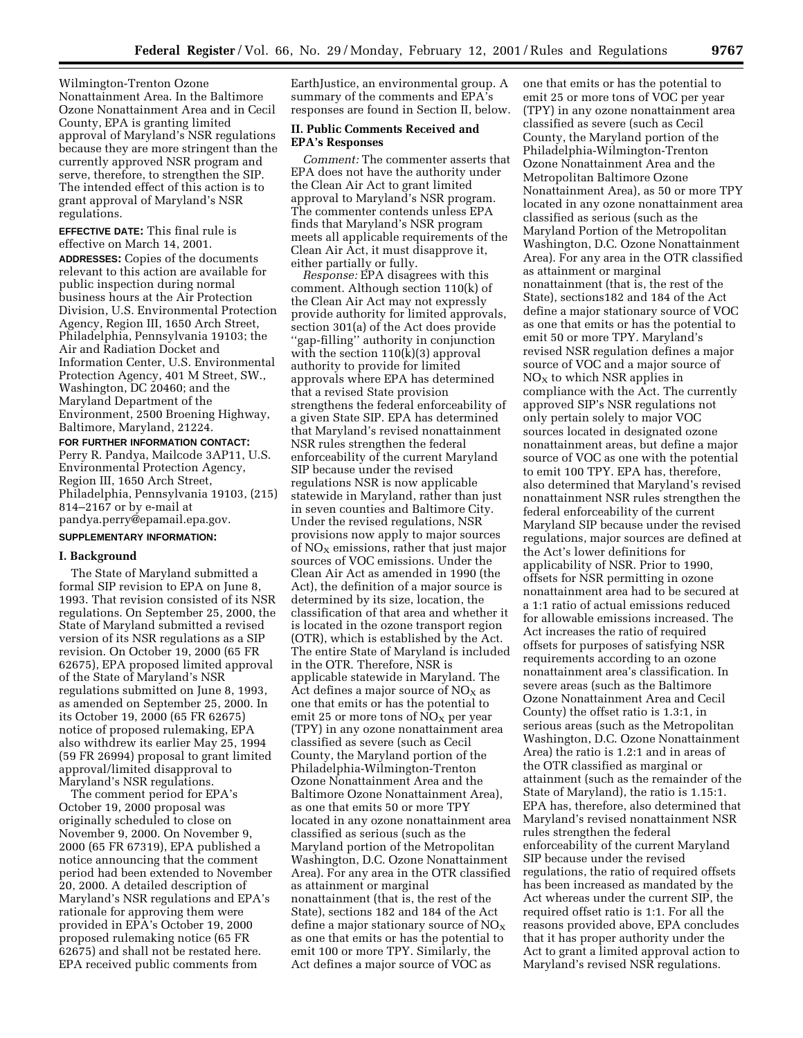Wilmington-Trenton Ozone Nonattainment Area. In the Baltimore Ozone Nonattainment Area and in Cecil County, EPA is granting limited approval of Maryland's NSR regulations because they are more stringent than the currently approved NSR program and serve, therefore, to strengthen the SIP. The intended effect of this action is to grant approval of Maryland's NSR regulations.

**EFFECTIVE DATE:** This final rule is effective on March 14, 2001.

**ADDRESSES:** Copies of the documents relevant to this action are available for public inspection during normal business hours at the Air Protection Division, U.S. Environmental Protection Agency, Region III, 1650 Arch Street, Philadelphia, Pennsylvania 19103; the Air and Radiation Docket and Information Center, U.S. Environmental Protection Agency, 401 M Street, SW., Washington, DC 20460; and the Maryland Department of the Environment, 2500 Broening Highway, Baltimore, Maryland, 21224.

**FOR FURTHER INFORMATION CONTACT:** Perry R. Pandya, Mailcode 3AP11, U.S. Environmental Protection Agency, Region III, 1650 Arch Street, Philadelphia, Pennsylvania 19103, (215) 814–2167 or by e-mail at pandya.perry@epamail.epa.gov.

**SUPPLEMENTARY INFORMATION:**

## I. Background

The State of Maryland submitted a formal SIP revision to EPA on June 8, 1993. That revision consisted of its NSR regulations. On September 25, 2000, the State of Maryland submitted a revised version of its NSR regulations as a SIP revision. On October 19, 2000 (65 FR 62675), EPA proposed limited approval of the State of Maryland's NSR regulations submitted on June 8, 1993, as amended on September 25, 2000. In its October 19, 2000 (65 FR 62675) notice of proposed rulemaking, EPA also withdrew its earlier May 25, 1994 (59 FR 26994) proposal to grant limited approval/limited disapproval to Maryland's NSR regulations.

The comment period for EPA's October 19, 2000 proposal was originally scheduled to close on November 9, 2000. On November 9, 2000 (65 FR 67319), EPA published a notice announcing that the comment period had been extended to November 20, 2000. A detailed description of Maryland's NSR regulations and EPA's rationale for approving them were provided in EPA's October 19, 2000 proposed rulemaking notice (65 FR 62675) and shall not be restated here. EPA received public comments from EarthJustice, an environmental group. A summary of the comments and EPA's responses are found in Section II, below.

## II. Public Comments Received and EPA's Responses

*Comment:* The commenter asserts that EPA does not have the authority under the Clean Air Act to grant limited approval to Maryland's NSR program. The commenter contends unless EPA finds that Maryland's NSR program meets all applicable requirements of the Clean Air Act, it must disapprove it, either partially or fully.

*Response:* EPA disagrees with this comment. Although section 110(k) of the Clean Air Act may not expressly provide authority for limited approvals, section 301(a) of the Act does provide "gap-filling" authority in conjunction with the section 110(k)(3) approval authority to provide for limited approvals where EPA has determined that a revised State provision strengthens the federal enforceability of a given State SIP. EPA has determined that Maryland's revised nonattainment NSR rules strengthen the federal enforceability of the current Maryland SIP because under the revised regulations NSR is now applicable statewide in Maryland, rather than just in seven counties and Baltimore City. Under the revised regulations, NSR provisions now apply to major sources of $NO_X$ emissions, rather that just major sources of VOC emissions. Under the Clean Air Act as amended in 1990 (the Act), the definition of a major source is determined by its size, location, the classification of that area and whether it is located in the ozone transport region (OTR), which is established by the Act. The entire State of Maryland is included in the OTR. Therefore, NSR is applicable statewide in Maryland. The Act defines a major source of $NO_X$ as one that emits or has the potential to emit 25 or more tons of $NO_X$ per year (TPY) in any ozone nonattainment area classified as severe (such as Cecil County, the Maryland portion of the Philadelphia-Wilmington-Trenton Ozone Nonattainment Area and the Baltimore Ozone Nonattainment Area), as one that emits 50 or more TPY located in any ozone nonattainment area classified as serious (such as the Maryland portion of the Metropolitan Washington, D.C. Ozone Nonattainment Area). For any area in the OTR classified as attainment or marginal nonattainment (that is, the rest of the State), sections 182 and 184 of the Act define a major stationary source of $NO_X$ as one that emits or has the potential to emit 100 or more TPY. Similarly, the Act defines a major source of VOC as one that emits or has the potential to emit 25 or more tons of VOC per year (TPY) in any ozone nonattainment area classified as severe (such as Cecil County, the Maryland portion of the Philadelphia-Wilmington-Trenton Ozone Nonattainment Area and the Metropolitan Baltimore Ozone Nonattainment Area), as 50 or more TPY located in any ozone nonattainment area classified as serious (such as the Maryland Portion of the Metropolitan Washington, D.C. Ozone Nonattainment Area). For any area in the OTR classified as attainment or marginal nonattainment (that is, the rest of the State), sections182 and 184 of the Act define a major stationary source of VOC as one that emits or has the potential to emit 50 or more TPY. Maryland's revised NSR regulation defines a major source of VOC and a major source of $NO_X$ to which NSR applies in compliance with the Act. The currently approved SIP's NSR regulations not only pertain solely to major VOC sources located in designated ozone nonattainment areas, but define a major source of VOC as one with the potential to emit 100 TPY. EPA has, therefore, also determined that Maryland's revised nonattainment NSR rules strengthen the federal enforceability of the current Maryland SIP because under the revised regulations, major sources are defined at the Act's lower definitions for applicability of NSR. Prior to 1990, offsets for NSR permitting in ozone nonattainment area had to be secured at a 1:1 ratio of actual emissions reduced for allowable emissions increased. The Act increases the ratio of required offsets for purposes of satisfying NSR requirements according to an ozone nonattainment area's classification. In severe areas (such as the Baltimore Ozone Nonattainment Area and Cecil County) the offset ratio is 1.3:1, in serious areas (such as the Metropolitan Washington, D.C. Ozone Nonattainment Area) the ratio is 1.2:1 and in areas of the OTR classified as marginal or attainment (such as the remainder of the State of Maryland), the ratio is 1.15:1. EPA has, therefore, also determined that Maryland's revised nonattainment NSR rules strengthen the federal enforceability of the current Maryland SIP because under the revised regulations, the ratio of required offsets has been increased as mandated by the Act whereas under the current SIP, the required offset ratio is 1:1. For all the reasons provided above, EPA concludes that it has proper authority under the Act to grant a limited approval action to Maryland's revised NSR regulations.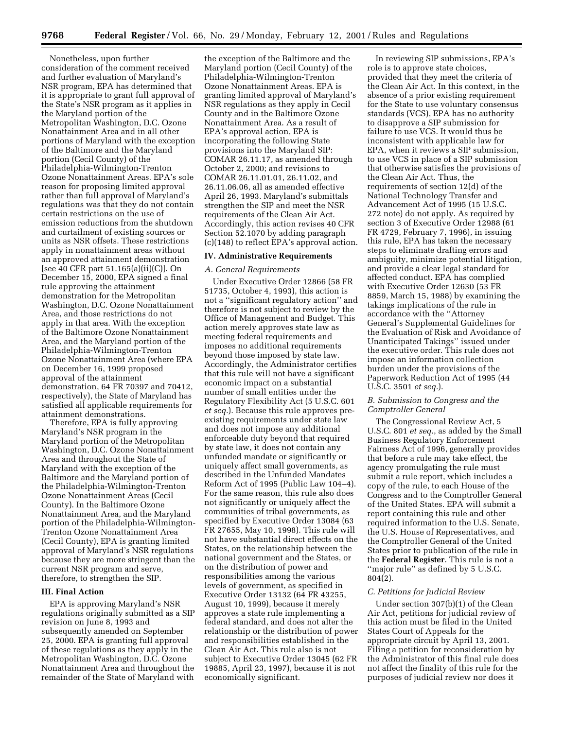Nonetheless, upon further consideration of the comment received and further evaluation of Maryland's NSR program, EPA has determined that it is appropriate to grant full approval of the State's NSR program as it applies in the Maryland portion of the Metropolitan Washington, D.C. Ozone Nonattainment Area and in all other portions of Maryland with the exception of the Baltimore and the Maryland portion (Cecil County) of the Philadelphia-Wilmington-Trenton Ozone Nonattainment Areas. EPA's sole reason for proposing limited approval rather than full approval of Maryland's regulations was that they do not contain certain restrictions on the use of emission reductions from the shutdown and curtailment of existing sources or units as NSR offsets. These restrictions apply in nonattainment areas without an approved attainment demonstration [see 40 CFR part 51.165(a)(ii)(C)]. On December 15, 2000, EPA signed a final rule approving the attainment demonstration for the Metropolitan Washington, D.C. Ozone Nonattainment Area, and those restrictions do not apply in that area. With the exception of the Baltimore Ozone Nonattainment Area, and the Maryland portion of the Philadelphia-Wilmington-Trenton Ozone Nonattainment Area (where EPA on December 16, 1999 proposed approval of the attainment demonstration, 64 FR 70397 and 70412, respectively), the State of Maryland has satisfied all applicable requirements for attainment demonstrations.

Therefore, EPA is fully approving Maryland's NSR program in the Maryland portion of the Metropolitan Washington, D.C. Ozone Nonattainment Area and throughout the State of Maryland with the exception of the Baltimore and the Maryland portion of the Philadelphia-Wilmington-Trenton Ozone Nonattainment Areas (Cecil County). In the Baltimore Ozone Nonattainment Area, and the Maryland portion of the Philadelphia-Wilmington-Trenton Ozone Nonattainment Area (Cecil County), EPA is granting limited approval of Maryland's NSR regulations because they are more stringent than the current NSR program and serve, therefore, to strengthen the SIP.

## III. Final Action

EPA is approving Maryland's NSR regulations originally submitted as a SIP revision on June 8, 1993 and subsequently amended on September 25, 2000. EPA is granting full approval of these regulations as they apply in the Metropolitan Washington, D.C. Ozone Nonattainment Area and throughout the remainder of the State of Maryland with the exception of the Baltimore and the Maryland portion (Cecil County) of the Philadelphia-Wilmington-Trenton Ozone Nonattainment Areas. EPA is granting limited approval of Maryland's NSR regulations as they apply in Cecil County and in the Baltimore Ozone Nonattainment Area. As a result of EPA's approval action, EPA is incorporating the following State provisions into the Maryland SIP: COMAR 26.11.17, as amended through October 2, 2000; and revisions to COMAR 26.11.01.01, 26.11.02, and 26.11.06.06, all as amended effective April 26, 1993. Maryland's submittals strengthen the SIP and meet the NSR requirements of the Clean Air Act. Accordingly, this action revises 40 CFR Section 52.1070 by adding paragraph (c)(148) to reflect EPA's approval action.

## IV. Administrative Requirements

### *A. General Requirements*

Under Executive Order 12866 (58 FR 51735, October 4, 1993), this action is not a "significant regulatory action" and therefore is not subject to review by the Office of Management and Budget. This action merely approves state law as meeting federal requirements and imposes no additional requirements beyond those imposed by state law. Accordingly, the Administrator certifies that this rule will not have a significant economic impact on a substantial number of small entities under the Regulatory Flexibility Act (5 U.S.C. 601 *et seq.*). Because this rule approves pre-existing requirements under state law and does not impose any additional enforceable duty beyond that required by state law, it does not contain any unfunded mandate or significantly or uniquely affect small governments, as described in the Unfunded Mandates Reform Act of 1995 (Public Law 104–4). For the same reason, this rule also does not significantly or uniquely affect the communities of tribal governments, as specified by Executive Order 13084 (63 FR 27655, May 10, 1998). This rule will not have substantial direct effects on the States, on the relationship between the national government and the States, or on the distribution of power and responsibilities among the various levels of government, as specified in Executive Order 13132 (64 FR 43255, August 10, 1999), because it merely approves a state rule implementing a federal standard, and does not alter the relationship or the distribution of power and responsibilities established in the Clean Air Act. This rule also is not subject to Executive Order 13045 (62 FR 19885, April 23, 1997), because it is not economically significant.

In reviewing SIP submissions, EPA's role is to approve state choices, provided that they meet the criteria of the Clean Air Act. In this context, in the absence of a prior existing requirement for the State to use voluntary consensus standards (VCS), EPA has no authority to disapprove a SIP submission for failure to use VCS. It would thus be inconsistent with applicable law for EPA, when it reviews a SIP submission, to use VCS in place of a SIP submission that otherwise satisfies the provisions of the Clean Air Act. Thus, the requirements of section 12(d) of the National Technology Transfer and Advancement Act of 1995 (15 U.S.C. 272 note) do not apply. As required by section 3 of Executive Order 12988 (61 FR 4729, February 7, 1996), in issuing this rule, EPA has taken the necessary steps to eliminate drafting errors and ambiguity, minimize potential litigation, and provide a clear legal standard for affected conduct. EPA has complied with Executive Order 12630 (53 FR 8859, March 15, 1988) by examining the takings implications of the rule in accordance with the "Attorney General's Supplemental Guidelines for the Evaluation of Risk and Avoidance of Unanticipated Takings" issued under the executive order. This rule does not impose an information collection burden under the provisions of the Paperwork Reduction Act of 1995 (44 U.S.C. 3501 *et seq.*).

### *B. Submission to Congress and the Comptroller General*

The Congressional Review Act, 5 U.S.C. 801 *et seq.*, as added by the Small Business Regulatory Enforcement Fairness Act of 1996, generally provides that before a rule may take effect, the agency promulgating the rule must submit a rule report, which includes a copy of the rule, to each House of the Congress and to the Comptroller General of the United States. EPA will submit a report containing this rule and other required information to the U.S. Senate, the U.S. House of Representatives, and the Comptroller General of the United States prior to publication of the rule in the **Federal Register**. This rule is not a "major rule" as defined by 5 U.S.C. 804(2).

### *C. Petitions for Judicial Review*

Under section 307(b)(1) of the Clean Air Act, petitions for judicial review of this action must be filed in the United States Court of Appeals for the appropriate circuit by April 13, 2001. Filing a petition for reconsideration by the Administrator of this final rule does not affect the finality of this rule for the purposes of judicial review nor does it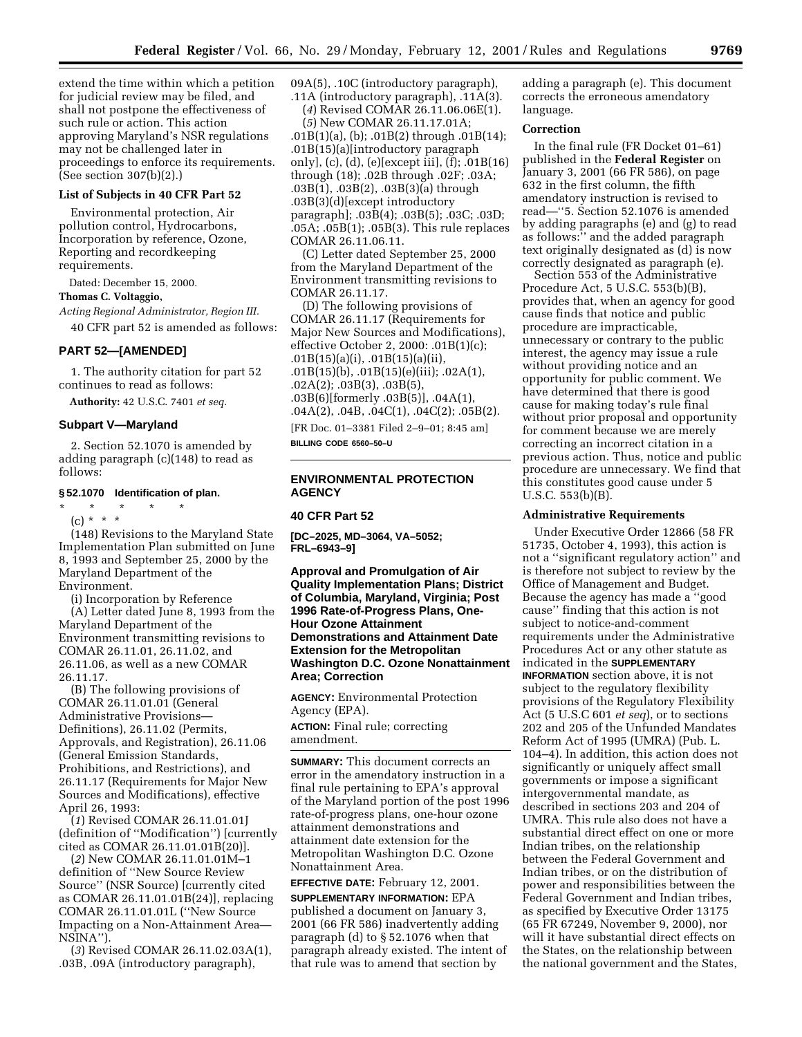extend the time within which a petition for judicial review may be filed, and shall not postpone the effectiveness of such rule or action. This action approving Maryland's NSR regulations may not be challenged later in proceedings to enforce its requirements. (See section 307(b)(2).)

**List of Subjects in 40 CFR Part 52**

Environmental protection, Air pollution control, Hydrocarbons, Incorporation by reference, Ozone, Reporting and recordkeeping requirements.

Dated: December 15, 2000.

**Thomas C. Voltaggio,**

*Acting Regional Administrator, Region III.*

40 CFR part 52 is amended as follows:

## PART 52—[AMENDED]

1. The authority citation for part 52 continues to read as follows:

**Authority:** 42 U.S.C. 7401 *et seq.*

### Subpart V—Maryland

2. Section 52.1070 is amended by adding paragraph (c)(148) to read as follows:

**§ 52.1070 Identification of plan.**

\* \* \* \* \*

(c) \* \* \*

(148) Revisions to the Maryland State Implementation Plan submitted on June 8, 1993 and September 25, 2000 by the Maryland Department of the Environment.

(i) Incorporation by Reference

(A) Letter dated June 8, 1993 from the Maryland Department of the Environment transmitting revisions to COMAR 26.11.01, 26.11.02, and 26.11.06, as well as a new COMAR 26.11.17.

(B) The following provisions of COMAR 26.11.01.01 (General Administrative Provisions—Definitions), 26.11.02 (Permits, Approvals, and Registration), 26.11.06 (General Emission Standards, Prohibitions, and Restrictions), and 26.11.17 (Requirements for Major New Sources and Modifications), effective April 26, 1993:

(*1*) Revised COMAR 26.11.01.01J (definition of ''Modification'') [currently cited as COMAR 26.11.01.01B(20)].

(*2*) New COMAR 26.11.01.01M–1 definition of ''New Source Review Source'' (NSR Source) [currently cited as COMAR 26.11.01.01B(24)], replacing COMAR 26.11.01.01L (''New Source Impacting on a Non-Attainment Area—NSINA'').

(*3*) Revised COMAR 26.11.02.03A(1), .03B, .09A (introductory paragraph), 09A(5), .10C (introductory paragraph), .11A (introductory paragraph), .11A(3).

(*4*) Revised COMAR 26.11.06.06E(1).

(*5*) New COMAR 26.11.17.01A; .01B(1)(a), (b); .01B(2) through .01B(14); .01B(15)(a)[introductory paragraph only], (c), (d), (e)[except iii], (f); .01B(16) through (18); .02B through .02F; .03A; .03B(1), .03B(2), .03B(3)(a) through .03B(3)(d)[except introductory paragraph]; .03B(4); .03B(5); .03C; .03D; .05A; .05B(1); .05B(3). This rule replaces COMAR 26.11.06.11.

(C) Letter dated September 25, 2000 from the Maryland Department of the Environment transmitting revisions to COMAR 26.11.17.

(D) The following provisions of COMAR 26.11.17 (Requirements for Major New Sources and Modifications), effective October 2, 2000: .01B(1)(c); .01B(15)(a)(i), .01B(15)(a)(ii), .01B(15)(b), .01B(15)(e)(iii); .02A(1), .02A(2); .03B(3), .03B(5), .03B(6)[formerly .03B(5)], .04A(1), .04A(2), .04B, .04C(1), .04C(2); .05B(2).

[FR Doc. 01–3381 Filed 2–9–01; 8:45 am]

**BILLING CODE 6560–50–U**

---

## ENVIRONMENTAL PROTECTION AGENCY

### 40 CFR Part 52

**[DC–2025, MD–3064, VA–5052; FRL–6943–9]**

### Approval and Promulgation of Air Quality Implementation Plans; District of Columbia, Maryland, Virginia; Post 1996 Rate-of-Progress Plans, One-Hour Ozone Attainment Demonstrations and Attainment Date Extension for the Metropolitan Washington D.C. Ozone Nonattainment Area; Correction

**AGENCY:** Environmental Protection Agency (EPA).

**ACTION:** Final rule; correcting amendment.

**SUMMARY:** This document corrects an error in the amendatory instruction in a final rule pertaining to EPA's approval of the Maryland portion of the post 1996 rate-of-progress plans, one-hour ozone attainment demonstrations and attainment date extension for the Metropolitan Washington D.C. Ozone Nonattainment Area.

**EFFECTIVE DATE:** February 12, 2001.

**SUPPLEMENTARY INFORMATION:** EPA published a document on January 3, 2001 (66 FR 586) inadvertently adding paragraph (d) to § 52.1076 when that paragraph already existed. The intent of that rule was to amend that section by adding a paragraph (e). This document corrects the erroneous amendatory language.

**Correction**

In the final rule (FR Docket 01–61) published in the **Federal Register** on January 3, 2001 (66 FR 586), on page 632 in the first column, the fifth amendatory instruction is revised to read—''5. Section 52.1076 is amended by adding paragraphs (e) and (g) to read as follows:'' and the added paragraph text originally designated as (d) is now correctly designated as paragraph (e).

Section 553 of the Administrative Procedure Act, 5 U.S.C. 553(b)(B), provides that, when an agency for good cause finds that notice and public procedure are impracticable, unnecessary or contrary to the public interest, the agency may issue a rule without providing notice and an opportunity for public comment. We have determined that there is good cause for making today's rule final without prior proposal and opportunity for comment because we are merely correcting an incorrect citation in a previous action. Thus, notice and public procedure are unnecessary. We find that this constitutes good cause under 5 U.S.C. 553(b)(B).

**Administrative Requirements**

Under Executive Order 12866 (58 FR 51735, October 4, 1993), this action is not a ''significant regulatory action'' and is therefore not subject to review by the Office of Management and Budget. Because the agency has made a ''good cause'' finding that this action is not subject to notice-and-comment requirements under the Administrative Procedures Act or any other statute as indicated in the **SUPPLEMENTARY INFORMATION** section above, it is not subject to the regulatory flexibility provisions of the Regulatory Flexibility Act (5 U.S.C 601 *et seq*), or to sections 202 and 205 of the Unfunded Mandates Reform Act of 1995 (UMRA) (Pub. L. 104–4). In addition, this action does not significantly or uniquely affect small governments or impose a significant intergovernmental mandate, as described in sections 203 and 204 of UMRA. This rule also does not have a substantial direct effect on one or more Indian tribes, on the relationship between the Federal Government and Indian tribes, or on the distribution of power and responsibilities between the Federal Government and Indian tribes, as specified by Executive Order 13175 (65 FR 67249, November 9, 2000), nor will it have substantial direct effects on the States, on the relationship between the national government and the States,